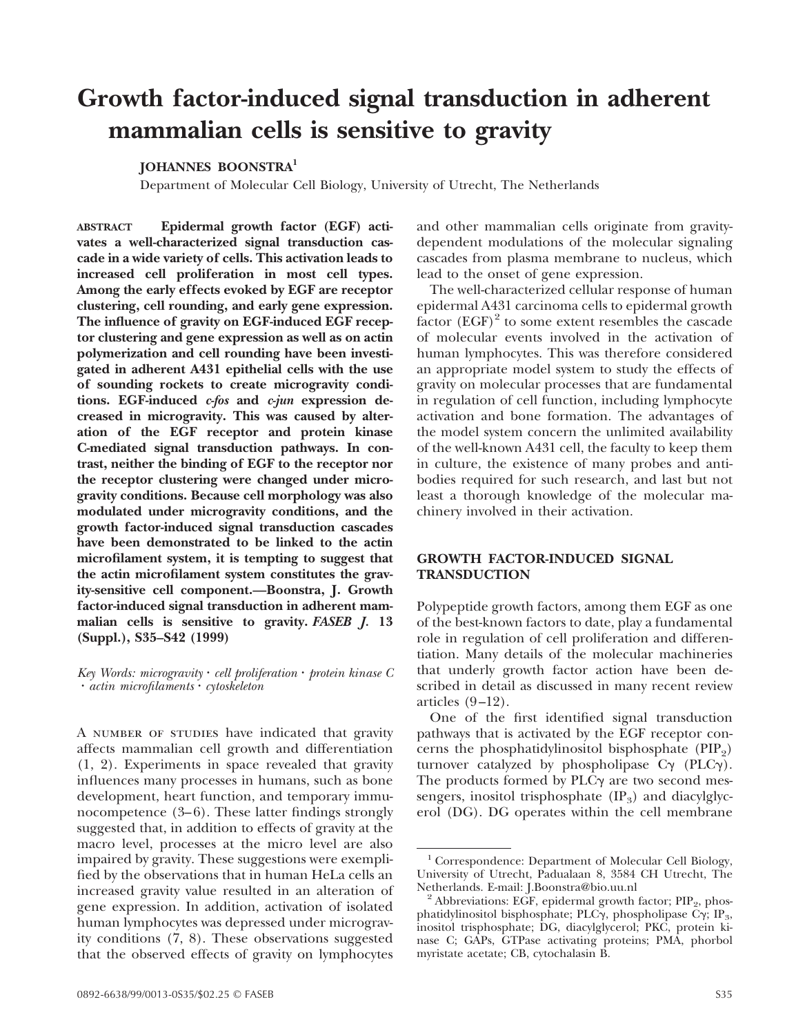# Growth factor-induced signal transduction in adherent mammalian cells is sensitive to gravity

**JOHANNES BOONSTRA**[1]

Department of Molecular Cell Biology, University of Utrecht, The Netherlands

ABSTRACT **Epidermal growth factor (EGF) activates a well-characterized signal transduction cascade in a wide variety of cells. This activation leads to increased cell proliferation in most cell types. Among the early effects evoked by EGF are receptor clustering, cell rounding, and early gene expression. The influence of gravity on EGF-induced EGF receptor clustering and gene expression as well as on actin polymerization and cell rounding have been investigated in adherent A431 epithelial cells with the use of sounding rockets to create microgravity conditions. EGF-induced *c-fos* and *c-jun* expression decreased in microgravity. This was caused by alteration of the EGF receptor and protein kinase C-mediated signal transduction pathways. In contrast, neither the binding of EGF to the receptor nor the receptor clustering were changed under microgravity conditions. Because cell morphology was also modulated under microgravity conditions, and the growth factor-induced signal transduction cascades have been demonstrated to be linked to the actin microfilament system, it is tempting to suggest that the actin microfilament system constitutes the gravity-sensitive cell component.—Boonstra, J. Growth factor-induced signal transduction in adherent mammalian cells is sensitive to gravity. *FASEB J.* 13 (Suppl.), S35–S42 (1999)**

*Key Words: microgravity · cell proliferation · protein kinase C · actin microfilaments · cytoskeleton*

A NUMBER OF STUDIES have indicated that gravity affects mammalian cell growth and differentiation (1, 2). Experiments in space revealed that gravity influences many processes in humans, such as bone development, heart function, and temporary immunocompetence (3–6). These latter findings strongly suggested that, in addition to effects of gravity at the macro level, processes at the micro level are also impaired by gravity. These suggestions were exemplified by the observations that in human HeLa cells an increased gravity value resulted in an alteration of gene expression. In addition, activation of isolated human lymphocytes was depressed under microgravity conditions (7, 8). These observations suggested that the observed effects of gravity on lymphocytes and other mammalian cells originate from gravity-dependent modulations of the molecular signaling cascades from plasma membrane to nucleus, which lead to the onset of gene expression.

The well-characterized cellular response of human epidermal A431 carcinoma cells to epidermal growth factor (EGF)[2] to some extent resembles the cascade of molecular events involved in the activation of human lymphocytes. This was therefore considered an appropriate model system to study the effects of gravity on molecular processes that are fundamental in regulation of cell function, including lymphocyte activation and bone formation. The advantages of the model system concern the unlimited availability of the well-known A431 cell, the faculty to keep them in culture, the existence of many probes and antibodies required for such research, and last but not least a thorough knowledge of the molecular machinery involved in their activation.

## GROWTH FACTOR-INDUCED SIGNAL TRANSDUCTION

Polypeptide growth factors, among them EGF as one of the best-known factors to date, play a fundamental role in regulation of cell proliferation and differentiation. Many details of the molecular machineries that underly growth factor action have been described in detail as discussed in many recent review articles (9–12).

One of the first identified signal transduction pathways that is activated by the EGF receptor concerns the phosphatidylinositol bisphosphate ($PIP_2$) turnover catalyzed by phospholipase Cγ (PLCγ). The products formed by PLCγ are two second messengers, inositol trisphosphate ($IP_3$) and diacylglycerol (DG). DG operates within the cell membrane

---

[1] Correspondence: Department of Molecular Cell Biology, University of Utrecht, Padualaan 8, 3584 CH Utrecht, The Netherlands. E-mail: J.Boonstra@bio.uu.nl

[2] Abbreviations: EGF, epidermal growth factor; $PIP_2$, phosphatidylinositol bisphosphate; PLCγ, phospholipase Cγ; $IP_3$, inositol trisphosphate; DG, diacylglycerol; PKC, protein kinase C; GAPs, GTPase activating proteins; PMA, phorbol myristate acetate; CB, cytochalasin B.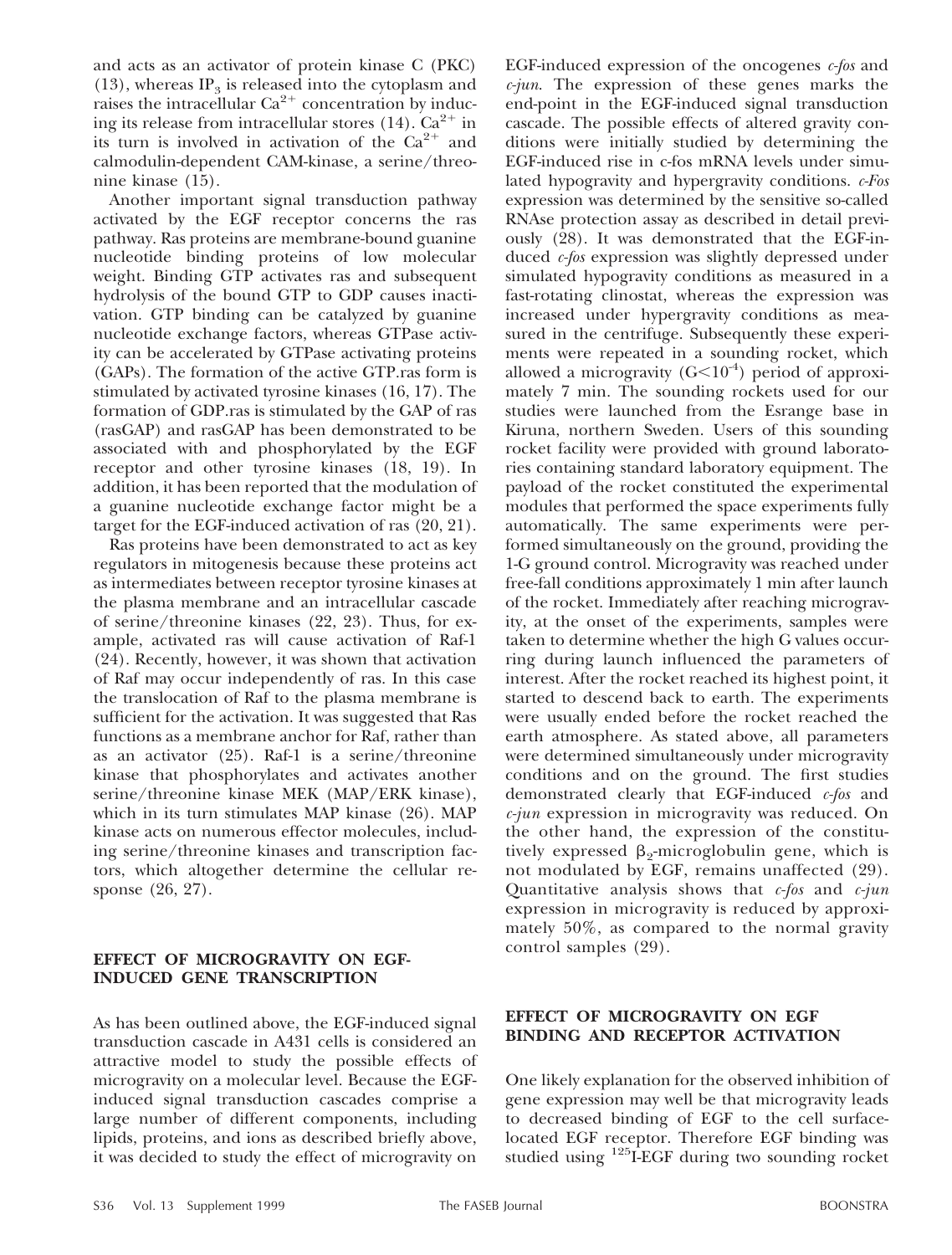and acts as an activator of protein kinase C (PKC) (13), whereas $IP_3$ is released into the cytoplasm and raises the intracellular $Ca^{2+}$ concentration by inducing its release from intracellular stores (14). $Ca^{2+}$ in its turn is involved in activation of the $Ca^{2+}$ and calmodulin-dependent CAM-kinase, a serine/threonine kinase (15).

Another important signal transduction pathway activated by the EGF receptor concerns the ras pathway. Ras proteins are membrane-bound guanine nucleotide binding proteins of low molecular weight. Binding GTP activates ras and subsequent hydrolysis of the bound GTP to GDP causes inactivation. GTP binding can be catalyzed by guanine nucleotide exchange factors, whereas GTPase activity can be accelerated by GTPase activating proteins (GAPs). The formation of the active GTP.ras form is stimulated by activated tyrosine kinases (16, 17). The formation of GDP.ras is stimulated by the GAP of ras (rasGAP) and rasGAP has been demonstrated to be associated with and phosphorylated by the EGF receptor and other tyrosine kinases (18, 19). In addition, it has been reported that the modulation of a guanine nucleotide exchange factor might be a target for the EGF-induced activation of ras (20, 21).

Ras proteins have been demonstrated to act as key regulators in mitogenesis because these proteins act as intermediates between receptor tyrosine kinases at the plasma membrane and an intracellular cascade of serine/threonine kinases (22, 23). Thus, for example, activated ras will cause activation of Raf-1 (24). Recently, however, it was shown that activation of Raf may occur independently of ras. In this case the translocation of Raf to the plasma membrane is sufficient for the activation. It was suggested that Ras functions as a membrane anchor for Raf, rather than as an activator (25). Raf-1 is a serine/threonine kinase that phosphorylates and activates another serine/threonine kinase MEK (MAP/ERK kinase), which in its turn stimulates MAP kinase (26). MAP kinase acts on numerous effector molecules, including serine/threonine kinases and transcription factors, which altogether determine the cellular response (26, 27).

## EFFECT OF MICROGRAVITY ON EGF-INDUCED GENE TRANSCRIPTION

As has been outlined above, the EGF-induced signal transduction cascade in A431 cells is considered an attractive model to study the possible effects of microgravity on a molecular level. Because the EGF-induced signal transduction cascades comprise a large number of different components, including lipids, proteins, and ions as described briefly above, it was decided to study the effect of microgravity on EGF-induced expression of the oncogenes *c-fos* and *c-jun*. The expression of these genes marks the end-point in the EGF-induced signal transduction cascade. The possible effects of altered gravity conditions were initially studied by determining the EGF-induced rise in c-fos mRNA levels under simulated hypogravity and hypergravity conditions. *c-Fos* expression was determined by the sensitive so-called RNAse protection assay as described in detail previously (28). It was demonstrated that the EGF-induced *c-fos* expression was slightly depressed under simulated hypogravity conditions as measured in a fast-rotating clinostat, whereas the expression was increased under hypergravity conditions as measured in the centrifuge. Subsequently these experiments were repeated in a sounding rocket, which allowed a microgravity ($G<10^{-4}$) period of approximately 7 min. The sounding rockets used for our studies were launched from the Esrange base in Kiruna, northern Sweden. Users of this sounding rocket facility were provided with ground laboratories containing standard laboratory equipment. The payload of the rocket constituted the experimental modules that performed the space experiments fully automatically. The same experiments were performed simultaneously on the ground, providing the 1-G ground control. Microgravity was reached under free-fall conditions approximately 1 min after launch of the rocket. Immediately after reaching microgravity, at the onset of the experiments, samples were taken to determine whether the high G values occurring during launch influenced the parameters of interest. After the rocket reached its highest point, it started to descend back to earth. The experiments were usually ended before the rocket reached the earth atmosphere. As stated above, all parameters were determined simultaneously under microgravity conditions and on the ground. The first studies demonstrated clearly that EGF-induced *c-fos* and *c-jun* expression in microgravity was reduced. On the other hand, the expression of the constitutively expressed $\beta_2$-microglobulin gene, which is not modulated by EGF, remains unaffected (29). Quantitative analysis shows that *c-fos* and *c-jun* expression in microgravity is reduced by approximately 50%, as compared to the normal gravity control samples (29).

## EFFECT OF MICROGRAVITY ON EGF BINDING AND RECEPTOR ACTIVATION

One likely explanation for the observed inhibition of gene expression may well be that microgravity leads to decreased binding of EGF to the cell surface-located EGF receptor. Therefore EGF binding was studied using $^{125}$I-EGF during two sounding rocket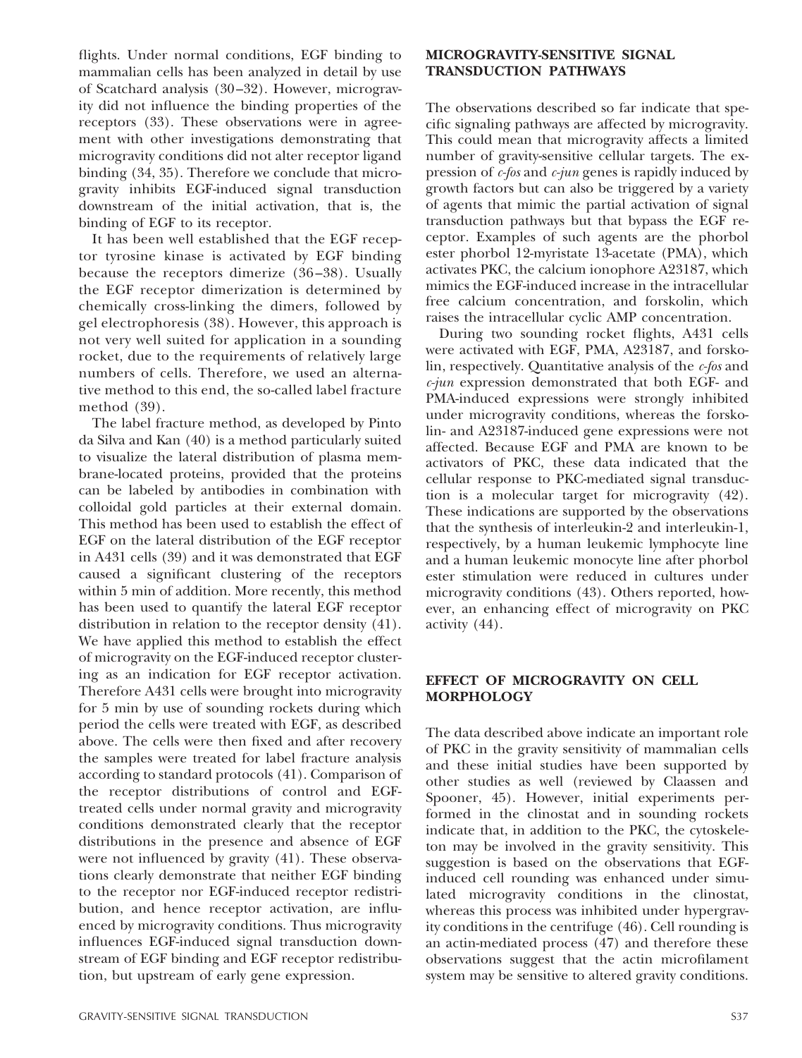flights. Under normal conditions, EGF binding to mammalian cells has been analyzed in detail by use of Scatchard analysis (30–32). However, microgravity did not influence the binding properties of the receptors (33). These observations were in agreement with other investigations demonstrating that microgravity conditions did not alter receptor ligand binding (34, 35). Therefore we conclude that microgravity inhibits EGF-induced signal transduction downstream of the initial activation, that is, the binding of EGF to its receptor.

It has been well established that the EGF receptor tyrosine kinase is activated by EGF binding because the receptors dimerize (36–38). Usually the EGF receptor dimerization is determined by chemically cross-linking the dimers, followed by gel electrophoresis (38). However, this approach is not very well suited for application in a sounding rocket, due to the requirements of relatively large numbers of cells. Therefore, we used an alternative method to this end, the so-called label fracture method (39).

The label fracture method, as developed by Pinto da Silva and Kan (40) is a method particularly suited to visualize the lateral distribution of plasma membrane-located proteins, provided that the proteins can be labeled by antibodies in combination with colloidal gold particles at their external domain. This method has been used to establish the effect of EGF on the lateral distribution of the EGF receptor in A431 cells (39) and it was demonstrated that EGF caused a significant clustering of the receptors within 5 min of addition. More recently, this method has been used to quantify the lateral EGF receptor distribution in relation to the receptor density (41). We have applied this method to establish the effect of microgravity on the EGF-induced receptor clustering as an indication for EGF receptor activation. Therefore A431 cells were brought into microgravity for 5 min by use of sounding rockets during which period the cells were treated with EGF, as described above. The cells were then fixed and after recovery the samples were treated for label fracture analysis according to standard protocols (41). Comparison of the receptor distributions of control and EGF-treated cells under normal gravity and microgravity conditions demonstrated clearly that the receptor distributions in the presence and absence of EGF were not influenced by gravity (41). These observations clearly demonstrate that neither EGF binding to the receptor nor EGF-induced receptor redistribution, and hence receptor activation, are influenced by microgravity conditions. Thus microgravity influences EGF-induced signal transduction downstream of EGF binding and EGF receptor redistribution, but upstream of early gene expression.

## MICROGRAVITY-SENSITIVE SIGNAL TRANSDUCTION PATHWAYS

The observations described so far indicate that specific signaling pathways are affected by microgravity. This could mean that microgravity affects a limited number of gravity-sensitive cellular targets. The expression of *c-fos* and *c-jun* genes is rapidly induced by growth factors but can also be triggered by a variety of agents that mimic the partial activation of signal transduction pathways but that bypass the EGF receptor. Examples of such agents are the phorbol ester phorbol 12-myristate 13-acetate (PMA), which activates PKC, the calcium ionophore A23187, which mimics the EGF-induced increase in the intracellular free calcium concentration, and forskolin, which raises the intracellular cyclic AMP concentration.

During two sounding rocket flights, A431 cells were activated with EGF, PMA, A23187, and forskolin, respectively. Quantitative analysis of the *c-fos* and *c-jun* expression demonstrated that both EGF- and PMA-induced expressions were strongly inhibited under microgravity conditions, whereas the forskolin- and A23187-induced gene expressions were not affected. Because EGF and PMA are known to be activators of PKC, these data indicated that the cellular response to PKC-mediated signal transduction is a molecular target for microgravity (42). These indications are supported by the observations that the synthesis of interleukin-2 and interleukin-1, respectively, by a human leukemic lymphocyte line and a human leukemic monocyte line after phorbol ester stimulation were reduced in cultures under microgravity conditions (43). Others reported, however, an enhancing effect of microgravity on PKC activity (44).

## EFFECT OF MICROGRAVITY ON CELL MORPHOLOGY

The data described above indicate an important role of PKC in the gravity sensitivity of mammalian cells and these initial studies have been supported by other studies as well (reviewed by Claassen and Spooner, 45). However, initial experiments performed in the clinostat and in sounding rockets indicate that, in addition to the PKC, the cytoskeleton may be involved in the gravity sensitivity. This suggestion is based on the observations that EGF-induced cell rounding was enhanced under simulated microgravity conditions in the clinostat, whereas this process was inhibited under hypergravity conditions in the centrifuge (46). Cell rounding is an actin-mediated process (47) and therefore these observations suggest that the actin microfilament system may be sensitive to altered gravity conditions.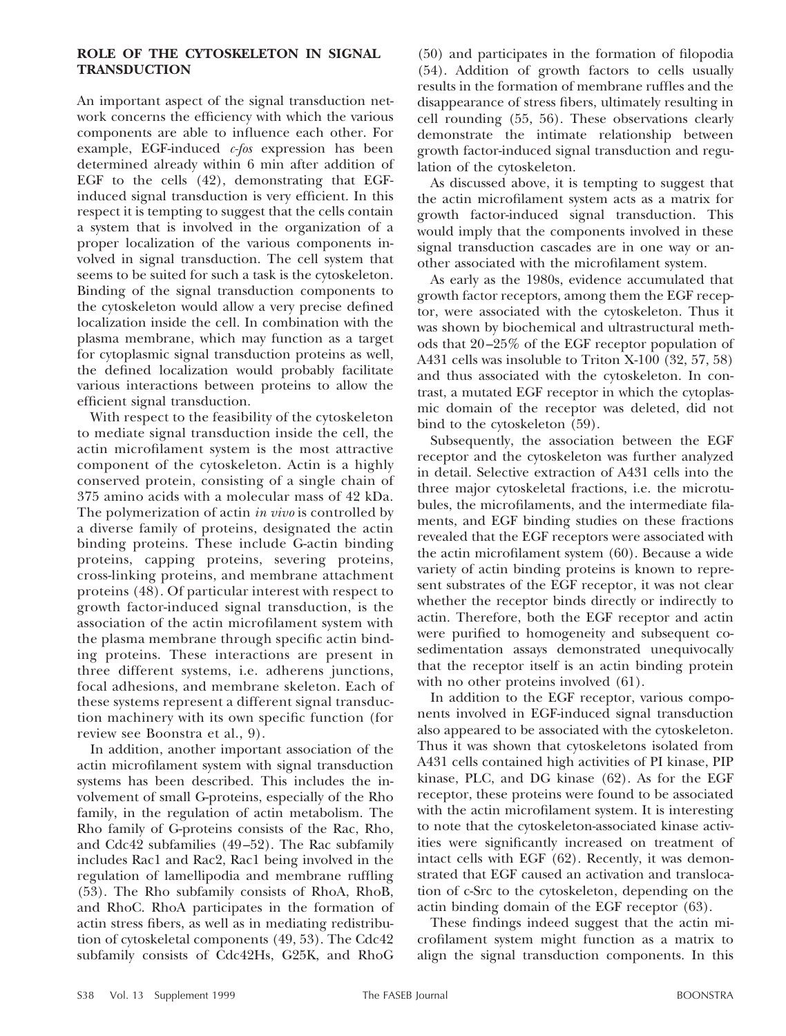## ROLE OF THE CYTOSKELETON IN SIGNAL TRANSDUCTION

An important aspect of the signal transduction network concerns the efficiency with which the various components are able to influence each other. For example, EGF-induced *c-fos* expression has been determined already within 6 min after addition of EGF to the cells (42), demonstrating that EGF-induced signal transduction is very efficient. In this respect it is tempting to suggest that the cells contain a system that is involved in the organization of a proper localization of the various components involved in signal transduction. The cell system that seems to be suited for such a task is the cytoskeleton. Binding of the signal transduction components to the cytoskeleton would allow a very precise defined localization inside the cell. In combination with the plasma membrane, which may function as a target for cytoplasmic signal transduction proteins as well, the defined localization would probably facilitate various interactions between proteins to allow the efficient signal transduction.

With respect to the feasibility of the cytoskeleton to mediate signal transduction inside the cell, the actin microfilament system is the most attractive component of the cytoskeleton. Actin is a highly conserved protein, consisting of a single chain of 375 amino acids with a molecular mass of 42 kDa. The polymerization of actin *in vivo* is controlled by a diverse family of proteins, designated the actin binding proteins. These include G-actin binding proteins, capping proteins, severing proteins, cross-linking proteins, and membrane attachment proteins (48). Of particular interest with respect to growth factor-induced signal transduction, is the association of the actin microfilament system with the plasma membrane through specific actin binding proteins. These interactions are present in three different systems, i.e. adherens junctions, focal adhesions, and membrane skeleton. Each of these systems represent a different signal transduction machinery with its own specific function (for review see Boonstra et al., 9).

In addition, another important association of the actin microfilament system with signal transduction systems has been described. This includes the involvement of small G-proteins, especially of the Rho family, in the regulation of actin metabolism. The Rho family of G-proteins consists of the Rac, Rho, and Cdc42 subfamilies (49–52). The Rac subfamily includes Rac1 and Rac2, Rac1 being involved in the regulation of lamellipodia and membrane ruffling (53). The Rho subfamily consists of RhoA, RhoB, and RhoC. RhoA participates in the formation of actin stress fibers, as well as in mediating redistribution of cytoskeletal components (49, 53). The Cdc42 subfamily consists of Cdc42Hs, G25K, and RhoG (50) and participates in the formation of filopodia (54). Addition of growth factors to cells usually results in the formation of membrane ruffles and the disappearance of stress fibers, ultimately resulting in cell rounding (55, 56). These observations clearly demonstrate the intimate relationship between growth factor-induced signal transduction and regulation of the cytoskeleton.

As discussed above, it is tempting to suggest that the actin microfilament system acts as a matrix for growth factor-induced signal transduction. This would imply that the components involved in these signal transduction cascades are in one way or another associated with the microfilament system.

As early as the 1980s, evidence accumulated that growth factor receptors, among them the EGF receptor, were associated with the cytoskeleton. Thus it was shown by biochemical and ultrastructural methods that 20–25% of the EGF receptor population of A431 cells was insoluble to Triton X-100 (32, 57, 58) and thus associated with the cytoskeleton. In contrast, a mutated EGF receptor in which the cytoplasmic domain of the receptor was deleted, did not bind to the cytoskeleton (59).

Subsequently, the association between the EGF receptor and the cytoskeleton was further analyzed in detail. Selective extraction of A431 cells into the three major cytoskeletal fractions, i.e. the microtubules, the microfilaments, and the intermediate filaments, and EGF binding studies on these fractions revealed that the EGF receptors were associated with the actin microfilament system (60). Because a wide variety of actin binding proteins is known to represent substrates of the EGF receptor, it was not clear whether the receptor binds directly or indirectly to actin. Therefore, both the EGF receptor and actin were purified to homogeneity and subsequent cosedimentation assays demonstrated unequivocally that the receptor itself is an actin binding protein with no other proteins involved (61).

In addition to the EGF receptor, various components involved in EGF-induced signal transduction also appeared to be associated with the cytoskeleton. Thus it was shown that cytoskeletons isolated from A431 cells contained high activities of PI kinase, PIP kinase, PLC, and DG kinase (62). As for the EGF receptor, these proteins were found to be associated with the actin microfilament system. It is interesting to note that the cytoskeleton-associated kinase activities were significantly increased on treatment of intact cells with EGF (62). Recently, it was demonstrated that EGF caused an activation and translocation of c-Src to the cytoskeleton, depending on the actin binding domain of the EGF receptor (63).

These findings indeed suggest that the actin microfilament system might function as a matrix to align the signal transduction components. In this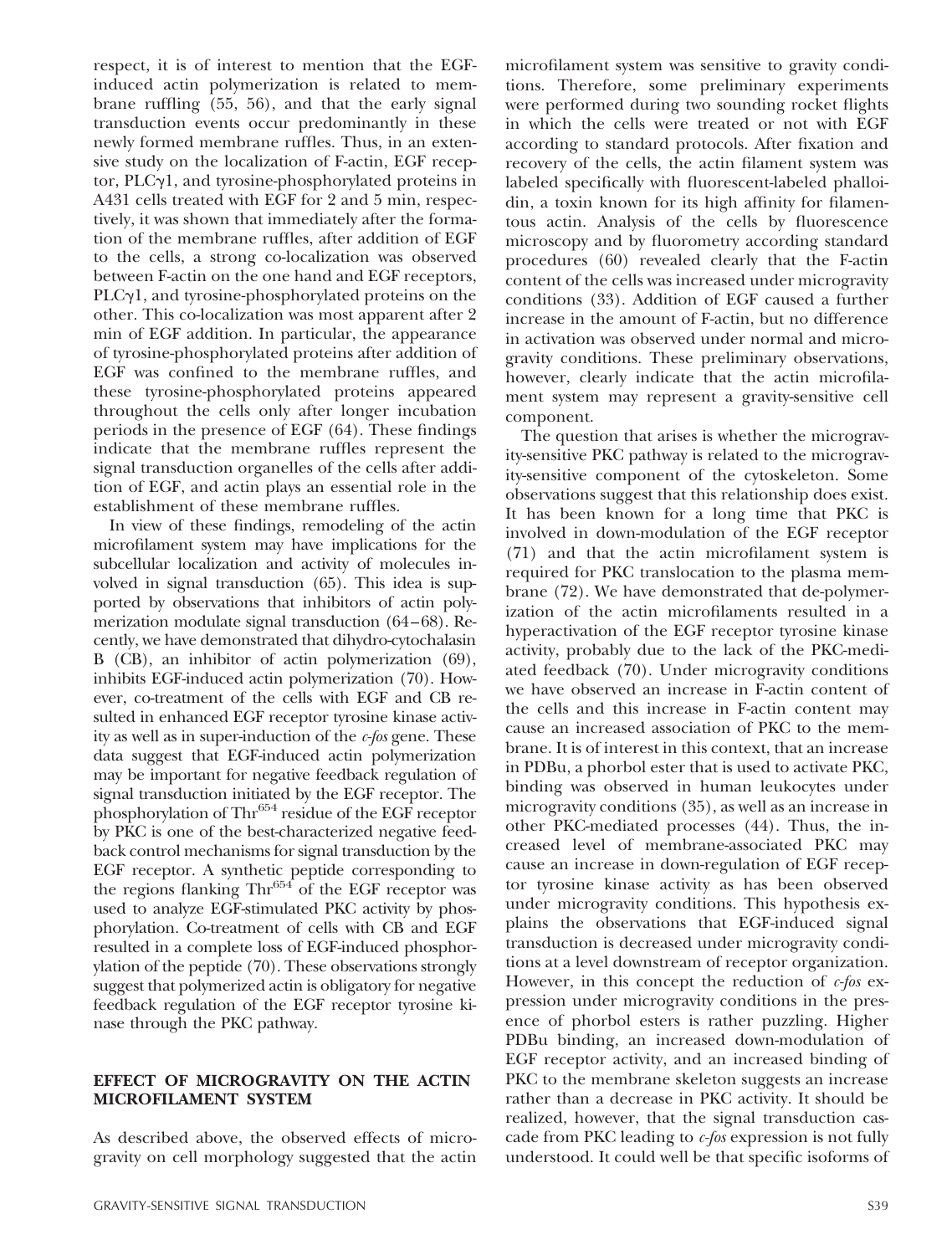respect, it is of interest to mention that the EGF-induced actin polymerization is related to membrane ruffling (55, 56), and that the early signal transduction events occur predominantly in these newly formed membrane ruffles. Thus, in an extensive study on the localization of F-actin, EGF receptor, PLCγ1, and tyrosine-phosphorylated proteins in A431 cells treated with EGF for 2 and 5 min, respectively, it was shown that immediately after the formation of the membrane ruffles, after addition of EGF to the cells, a strong co-localization was observed between F-actin on the one hand and EGF receptors, PLCγ1, and tyrosine-phosphorylated proteins on the other. This co-localization was most apparent after 2 min of EGF addition. In particular, the appearance of tyrosine-phosphorylated proteins after addition of EGF was confined to the membrane ruffles, and these tyrosine-phosphorylated proteins appeared throughout the cells only after longer incubation periods in the presence of EGF (64). These findings indicate that the membrane ruffles represent the signal transduction organelles of the cells after addition of EGF, and actin plays an essential role in the establishment of these membrane ruffles.

In view of these findings, remodeling of the actin microfilament system may have implications for the subcellular localization and activity of molecules involved in signal transduction (65). This idea is supported by observations that inhibitors of actin polymerization modulate signal transduction (64–68). Recently, we have demonstrated that dihydro-cytochalasin B (CB), an inhibitor of actin polymerization (69), inhibits EGF-induced actin polymerization (70). However, co-treatment of the cells with EGF and CB resulted in enhanced EGF receptor tyrosine kinase activity as well as in super-induction of the *c-fos* gene. These data suggest that EGF-induced actin polymerization may be important for negative feedback regulation of signal transduction initiated by the EGF receptor. The phosphorylation of $Thr^{654}$ residue of the EGF receptor by PKC is one of the best-characterized negative feedback control mechanisms for signal transduction by the EGF receptor. A synthetic peptide corresponding to the regions flanking $Thr^{654}$ of the EGF receptor was used to analyze EGF-stimulated PKC activity by phosphorylation. Co-treatment of cells with CB and EGF resulted in a complete loss of EGF-induced phosphorylation of the peptide (70). These observations strongly suggest that polymerized actin is obligatory for negative feedback regulation of the EGF receptor tyrosine kinase through the PKC pathway.

## EFFECT OF MICROGRAVITY ON THE ACTIN MICROFILAMENT SYSTEM

As described above, the observed effects of microgravity on cell morphology suggested that the actin microfilament system was sensitive to gravity conditions. Therefore, some preliminary experiments were performed during two sounding rocket flights in which the cells were treated or not with EGF according to standard protocols. After fixation and recovery of the cells, the actin filament system was labeled specifically with fluorescent-labeled phalloidin, a toxin known for its high affinity for filamentous actin. Analysis of the cells by fluorescence microscopy and by fluorometry according standard procedures (60) revealed clearly that the F-actin content of the cells was increased under microgravity conditions (33). Addition of EGF caused a further increase in the amount of F-actin, but no difference in activation was observed under normal and microgravity conditions. These preliminary observations, however, clearly indicate that the actin microfilament system may represent a gravity-sensitive cell component.

The question that arises is whether the microgravity-sensitive PKC pathway is related to the microgravity-sensitive component of the cytoskeleton. Some observations suggest that this relationship does exist. It has been known for a long time that PKC is involved in down-modulation of the EGF receptor (71) and that the actin microfilament system is required for PKC translocation to the plasma membrane (72). We have demonstrated that de-polymerization of the actin microfilaments resulted in a hyperactivation of the EGF receptor tyrosine kinase activity, probably due to the lack of the PKC-mediated feedback (70). Under microgravity conditions we have observed an increase in F-actin content of the cells and this increase in F-actin content may cause an increased association of PKC to the membrane. It is of interest in this context, that an increase in PDBu, a phorbol ester that is used to activate PKC, binding was observed in human leukocytes under microgravity conditions (35), as well as an increase in other PKC-mediated processes (44). Thus, the increased level of membrane-associated PKC may cause an increase in down-regulation of EGF receptor tyrosine kinase activity as has been observed under microgravity conditions. This hypothesis explains the observations that EGF-induced signal transduction is decreased under microgravity conditions at a level downstream of receptor organization. However, in this concept the reduction of *c-fos* expression under microgravity conditions in the presence of phorbol esters is rather puzzling. Higher PDBu binding, an increased down-modulation of EGF receptor activity, and an increased binding of PKC to the membrane skeleton suggests an increase rather than a decrease in PKC activity. It should be realized, however, that the signal transduction cascade from PKC leading to *c-fos* expression is not fully understood. It could well be that specific isoforms of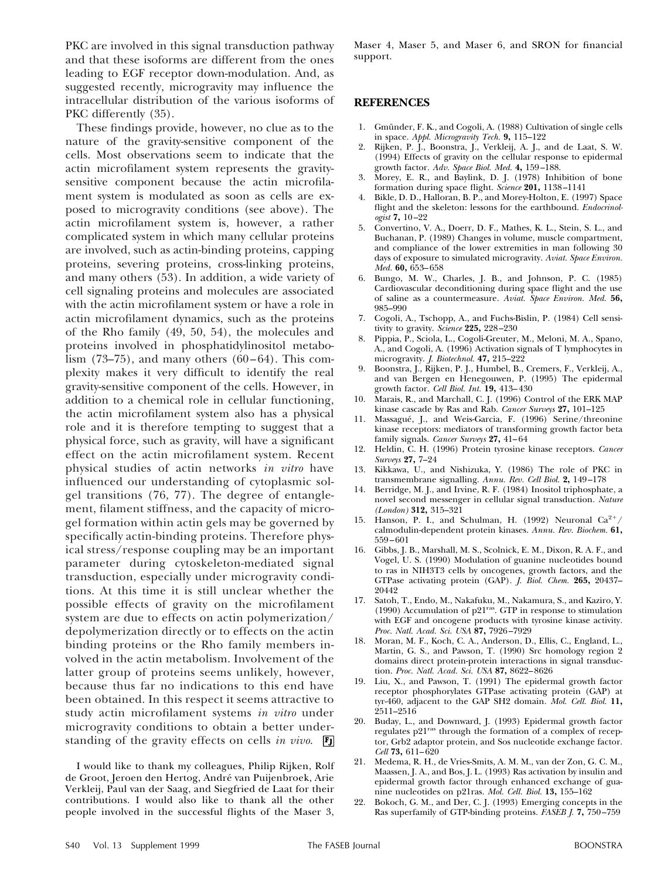PKC are involved in this signal transduction pathway and that these isoforms are different from the ones leading to EGF receptor down-modulation. And, as suggested recently, microgravity may influence the intracellular distribution of the various isoforms of PKC differently (35).

These findings provide, however, no clue as to the nature of the gravity-sensitive component of the cells. Most observations seem to indicate that the actin microfilament system represents the gravity-sensitive component because the actin microfilament system is modulated as soon as cells are exposed to microgravity conditions (see above). The actin microfilament system is, however, a rather complicated system in which many cellular proteins are involved, such as actin-binding proteins, capping proteins, severing proteins, cross-linking proteins, and many others (53). In addition, a wide variety of cell signaling proteins and molecules are associated with the actin microfilament system or have a role in actin microfilament dynamics, such as the proteins of the Rho family (49, 50, 54), the molecules and proteins involved in phosphatidylinositol metabolism (73–75), and many others (60–64). This complexity makes it very difficult to identify the real gravity-sensitive component of the cells. However, in addition to a chemical role in cellular functioning, the actin microfilament system also has a physical role and it is therefore tempting to suggest that a physical force, such as gravity, will have a significant effect on the actin microfilament system. Recent physical studies of actin networks *in vitro* have influenced our understanding of cytoplasmic sol-gel transitions (76, 77). The degree of entanglement, filament stiffness, and the capacity of microgel formation within actin gels may be governed by specifically actin-binding proteins. Therefore physical stress/response coupling may be an important parameter during cytoskeleton-mediated signal transduction, especially under microgravity conditions. At this time it is still unclear whether the possible effects of gravity on the microfilament system are due to effects on actin polymerization/depolymerization directly or to effects on the actin binding proteins or the Rho family members involved in the actin metabolism. Involvement of the latter group of proteins seems unlikely, however, because thus far no indications to this end have been obtained. In this respect it seems attractive to study actin microfilament systems *in vitro* under microgravity conditions to obtain a better understanding of the gravity effects on cells *in vivo*.

I would like to thank my colleagues, Philip Rijken, Rolf de Groot, Jeroen den Hertog, André van Puijenbroek, Arie Verkleij, Paul van der Saag, and Siegfried de Laat for their contributions. I would also like to thank all the other people involved in the successful flights of the Maser 3, Maser 4, Maser 5, and Maser 6, and SRON for financial support.

## REFERENCES

1. Gmünder, F. K., and Cogoli, A. (1988) Cultivation of single cells in space. *Appl. Microgravity Tech.* **9,** 115–122
2. Rijken, P. J., Boonstra, J., Verkleij, A. J., and de Laat, S. W. (1994) Effects of gravity on the cellular response to epidermal growth factor. *Adv. Space Biol. Med.* **4,** 159–188.
3. Morey, E. R., and Baylink, D. J. (1978) Inhibition of bone formation during space flight. *Science* **201,** 1138–1141
4. Bikle, D. D., Halloran, B. P., and Morey-Holton, E. (1997) Space flight and the skeleton: lessons for the earthbound. *Endocrinologist* **7,** 10–22
5. Convertino, V. A., Doerr, D. F., Mathes, K. L., Stein, S. L., and Buchanan, P. (1989) Changes in volume, muscle compartment, and compliance of the lower extremities in man following 30 days of exposure to simulated microgravity. *Aviat. Space Environ. Med.* **60,** 653–658
6. Bungo, M. W., Charles, J. B., and Johnson, P. C. (1985) Cardiovascular deconditioning during space flight and the use of saline as a countermeasure. *Aviat. Space Environ. Med.* **56,** 985–990
7. Cogoli, A., Tschopp, A., and Fuchs-Bislin, P. (1984) Cell sensitivity to gravity. *Science* **225,** 228–230
8. Pippia, P., Sciola, L., Cogoli-Greuter, M., Meloni, M. A., Spano, A., and Cogoli, A. (1996) Activation signals of T lymphocytes in microgravity. *J. Biotechnol.* **47,** 215–222
9. Boonstra, J., Rijken, P. J., Humbel, B., Cremers, F., Verkleij, A., and van Bergen en Henegouwen, P. (1995) The epidermal growth factor. *Cell Biol. Int.* **19,** 413–430
10. Marais, R., and Marchall, C. J. (1996) Control of the ERK MAP kinase cascade by Ras and Rab. *Cancer Surveys* **27,** 101–125
11. Massagué, J., and Weis-Garcia, F. (1996) Serine/threonine kinase receptors: mediators of transforming growth factor beta family signals. *Cancer Surveys* **27,** 41–64
12. Heldin, C. H. (1996) Protein tyrosine kinase receptors. *Cancer Surveys* **27,** 7–24
13. Kikkawa, U., and Nishizuka, Y. (1986) The role of PKC in transmembrane signalling. *Annu. Rev. Cell Biol.* **2,** 149–178
14. Berridge, M. J., and Irvine, R. F. (1984) Inositol triphosphate, a novel second messenger in cellular signal transduction. *Nature (London)* **312,** 315–321
15. Hanson, P. I., and Schulman, H. (1992) Neuronal $Ca^{2+}$/calmodulin-dependent protein kinases. *Annu. Rev. Biochem.* **61,** 559–601
16. Gibbs, J. B., Marshall, M. S., Scolnick, E. M., Dixon, R. A. F., and Vogel, U. S. (1990) Modulation of guanine nucleotides bound to ras in NIH3T3 cells by oncogenes, growth factors, and the GTPase activating protein (GAP). *J. Biol. Chem.* **265,** 20437–20442
17. Satoh, T., Endo, M., Nakafuku, M., Nakamura, S., and Kaziro, Y. (1990) Accumulation of $p21^{ras}$. GTP in response to stimulation with EGF and oncogene products with tyrosine kinase activity. *Proc. Natl. Acad. Sci. USA* **87,** 7926–7929
18. Moran, M. F., Koch, C. A., Anderson, D., Ellis, C., England, L., Martin, G. S., and Pawson, T. (1990) Src homology region 2 domains direct protein-protein interactions in signal transduction. *Proc. Natl. Acad. Sci. USA* **87,** 8622–8626
19. Liu, X., and Pawson, T. (1991) The epidermal growth factor receptor phosphorylates GTPase activating protein (GAP) at tyr-460, adjacent to the GAP SH2 domain. *Mol. Cell. Biol.* **11,** 2511–2516
20. Buday, L., and Downward, J. (1993) Epidermal growth factor regulates $p21^{ras}$ through the formation of a complex of receptor, Grb2 adaptor protein, and Sos nucleotide exchange factor. *Cell* **73,** 611–620
21. Medema, R. H., de Vries-Smits, A. M. M., van der Zon, G. C. M., Maassen, J. A., and Bos, J. L. (1993) Ras activation by insulin and epidermal growth factor through enhanced exchange of guanine nucleotides on p21ras. *Mol. Cell. Biol.* **13,** 155–162
22. Bokoch, G. M., and Der, C. J. (1993) Emerging concepts in the Ras superfamily of GTP-binding proteins. *FASEB J.* **7,** 750–759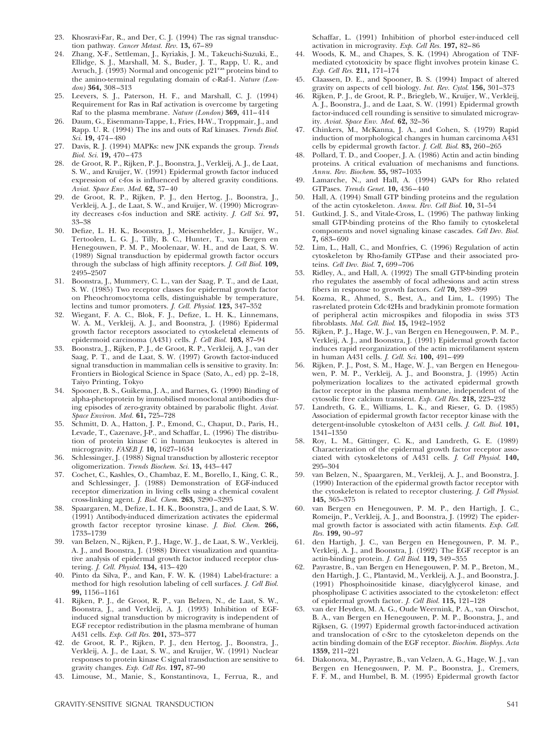23. Khosravi-Far, R., and Der, C. J. (1994) The ras signal transduction pathway. *Cancer Metast. Rev.* **13,** 67–89
24. Zhang, X-F., Settleman, J., Kyriakis, J. M., Takeuchi-Suzuki, E., Ellidge, S. J., Marshall, M. S., Buder, J. T., Rapp, U. R., and Avruch, J. (1993) Normal and oncogenic p21$^{ras}$ proteins bind to the amino-terminal regulating domain of c-Raf-1. *Nature (London)* **364,** 308–313
25. Leevers, S. J., Paterson, H. F., and Marshall, C. J. (1994) Requirement for Ras in Raf activation is overcome by targeting Raf to the plasma membrane. *Nature (London)* **369,** 411–414
26. Daum, G., Eisenmann-Tappe, I., Fries, H-W., Troppmair, J., and Rapp. U. R. (1994) The ins and outs of Raf kinases. *Trends Biol. Sci.* **19,** 474–480
27. Davis, R. J. (1994) MAPKs: new JNK expands the group. *Trends Biol. Sci.* **19,** 470–473
28. de Groot, R. P., Rijken, P. J., Boonstra, J., Verkleij, A. J., de Laat, S. W., and Kruijer, W. (1991) Epidermal growth factor induced expression of c-fos is influenced by altered gravity conditions. *Aviat. Space Env. Med.* **62,** 37–40
29. de Groot, R. P., Rijken, P. J., den Hertog, J., Boonstra, J., Verkleij, A. J., de Laat, S. W., and Kruijer, W. (1990) Microgravity decreases c-fos induction and SRE activity. *J. Cell Sci.* **97,** 33–38
30. Defize, L. H. K., Boonstra, J., Meisenhelder, J., Kruijer, W., Tertoolen, L. G. J., Tilly, B. C., Hunter, T., van Bergen en Henegouwen, P. M. P., Moolenaar, W. H., and de Laat, S. W. (1989) Signal transduction by epidermal growth factor occurs through the subclass of high affinity receptors. *J. Cell Biol.* **109,** 2495–2507
31. Boonstra, J., Mummery, C. L., van der Saag, P. T., and de Laat, S. W. (1985) Two receptor classes for epidermal growth factor on Pheochromocytoma cells, distinguishable by temperature, lectins and tumor promoters. *J. Cell. Physiol.* **123,** 347–352
32. Wiegant, F. A. C., Blok, F. J., Defize, L. H. K., Linnemans, W. A. M., Verkleij, A. J., and Boonstra, J. (1986) Epidermal growth factor receptors associated to cytoskeletal elements of epidermoid carcinoma (A431) cells. *J. Cell Biol.* **103,** 87–94
33. Boonstra, J., Rijken, P. J., de Groot, R. P., Verkleij, A. J., van der Saag, P. T., and de Laat, S. W. (1997) Growth factor-induced signal transduction in mammalian cells is sensitive to gravity. In: Frontiers in Biological Science in Space (Sato, A., ed) pp. 2–18, Taiyo Printing, Tokyo
34. Spooner, B. S., Guikema, J. A., and Barnes, G. (1990) Binding of alpha-phetoprotein by immobilised monoclonal antibodies during episodes of zero-gravity obtained by parabolic flight. *Aviat. Space Environ. Med.* **61,** 725–728
35. Schmitt, D. A., Hatton, J. P., Emond, C., Chaput, D., Paris, H., Levade, T., Cazenave, J-P., and Schaffar, L. (1996) The distribution of protein kinase C in human leukocytes is altered in microgravity. *FASEB J.* **10,** 1627–1634
36. Schlessinger, J. (1988) Signal transduction by allosteric receptor oligomerization. *Trends Biochem. Sci.* **13,** 443–447
37. Cochet, C., Kashles, O., Chambaz, E. M., Borello, I., King, C. R., and Schlessinger, J. (1988) Demonstration of EGF-induced receptor dimerization in living cells using a chemical covalent cross-linking agent. *J. Biol. Chem.* **263,** 3290–3295
38. Spaargaren, M., Defize, L. H. K., Boonstra, J., and de Laat, S. W. (1991) Antibody-induced dimerization activates the epidermal growth factor receptor tyrosine kinase. *J. Biol. Chem.* **266,** 1733–1739
39. van Belzen, N., Rijken, P. J., Hage, W. J., de Laat, S. W., Verkleij, A. J., and Boonstra, J. (1988) Direct visualization and quantitative analysis of epidermal growth factor induced receptor clustering. *J. Cell. Physiol.* **134,** 413–420
40. Pinto da Silva, P., and Kan, F. W. K. (1984) Label-fracture: a method for high resolution labeling of cell surfaces. *J. Cell Biol.* **99,** 1156–1161
41. Rijken, P. J., de Groot, R. P., van Belzen, N., de Laat, S. W., Boonstra, J., and Verkleij, A. J. (1993) Inhibition of EGF-induced signal transduction by microgravity is independent of EGF receptor redistribution in the plasma membrane of human A431 cells. *Exp. Cell Res.* **201,** 373–377
42. de Groot, R. P., Rijken, P. J., den Hertog, J., Boonstra, J., Verkleij, A. J., de Laat, S. W., and Kruijer, W. (1991) Nuclear responses to protein kinase C signal transduction are sensitive to gravity changes. *Exp. Cell Res.* **197,** 87–90
43. Limouse, M., Manie, S., Konstantinova, I., Ferrua, R., and Schaffar, L. (1991) Inhibition of phorbol ester-induced cell activation in microgravity. *Exp. Cell Res.* **197,** 82–86
44. Woods, K. M., and Chapes, S. K. (1994) Abrogation of TNF-mediated cytotoxicity by space flight involves protein kinase C. *Exp. Cell Res.* **211,** 171–174
45. Claassen, D. E., and Spooner, B. S. (1994) Impact of altered gravity on aspects of cell biology. *Int. Rev. Cytol.* **156,** 301–373
46. Rijken, P. J., de Groot, R. P., Briegleb, W., Kruijer, W., Verkleij, A. J., Boonstra, J., and de Laat, S. W. (1991) Epidermal growth factor-induced cell rounding is sensitive to simulated microgravity. *Aviat. Space Env. Med.* **62,** 32–36
47. Chinkers, M., McKanna, J. A., and Cohen, S. (1979) Rapid induction of morphological changes in human carcinoma A431 cells by epidermal growth factor. *J. Cell. Biol.* **83,** 260–265
48. Pollard, T. D., and Cooper, J. A. (1986) Actin and actin binding proteins. A critical evaluation of mechanisms and functions. *Annu. Rev. Biochem.* **55,** 987–1035
49. Lamarche, N., and Hall, A. (1994) GAPs for Rho related GTPases. *Trends Genet.* **10,** 436–440
50. Hall, A. (1994) Small GTP binding proteins and the regulation of the actin cytoskeleton. *Annu. Rev. Cell Biol.* **10,** 31–54
51. Gutkind, J. S., and Vitale-Cross, L. (1996) The pathway linking small GTP-binding proteins of the Rho family to cytoskeletal components and novel signaling kinase cascades. *Cell Dev. Biol.* **7,** 683–690
52. Lim, L., Hall, C., and Monfries, C. (1996) Regulation of actin cytoskeleton by Rho-family GTPase and their associated proteins. *Cell Dev. Biol.* **7,** 699–706
53. Ridley, A., and Hall, A. (1992) The small GTP-binding protein rho regulates the assembly of focal adhesions and actin stress fibers in response to growth factors. *Cell* **70,** 389–399
54. Kozma, R., Ahmed, S., Best, A., and Lim, L. (1995) The ras-related protein Cdc42Hs and bradykinin promote formation of peripheral actin microspikes and filopodia in swiss 3T3 fibroblasts. *Mol. Cell. Biol.* **15,** 1942–1952
55. Rijken, P. J., Hage, W. J., van Bergen en Henegouwen, P. M. P., Verkleij, A. J., and Boonstra, J. (1991) Epidermal growth factor induces rapid reorganization of the actin microfilament system in human A431 cells. *J. Cell. Sci.* **100,** 491–499
56. Rijken, P. J., Post, S. M., Hage, W. J., van Bergen en Henegouwen, P. M. P., Verkleij, A. J., and Boonstra, J. (1995) Actin polymerization localizes to the activated epidermal growth factor receptor in the plasma membrane, independent of the cytosolic free calcium transient. *Exp. Cell Res.* **218,** 223–232
57. Landreth, G. E., Williams, L. K., and Rieser, G. D. (1985) Association of epidermal growth factor receptor kinase with the detergent-insoluble cytoskelton of A431 cells. *J. Cell. Biol.* **101,** 1341–1350
58. Roy, L. M., Gittinger, C. K., and Landreth, G. E. (1989) Characterization of the epidermal growth factor receptor associated with cytoskeletons of A431 cells. *J. Cell Physiol.* **140,** 295–304
59. van Belzen, N., Spaargaren, M., Verkleij, A. J., and Boonstra, J. (1990) Interaction of the epidermal growth factor receptor with the cytoskeleton is related to receptor clustering. *J. Cell Physiol.* **145,** 365–375
60. van Bergen en Henegouwen, P. M. P., den Hartigh, J. C., Romeijn, P., Verkleij, A. J., and Boonstra, J. (1992) The epidermal growth factor is associated with actin filaments. *Exp. Cell. Res.* **199,** 90–97
61. den Hartigh, J. C., van Bergen en Henegouwen, P. M. P., Verkleij, A. J., and Boonstra, J. (1992) The EGF receptor is an actin-binding protein. *J. Cell Biol.* **119,** 349–355
62. Payrastre, B., van Bergen en Henegouwen, P. M. P., Breton, M., den Hartigh, J. C., Plantavid, M., Verkleij, A. J., and Boonstra, J. (1991) Phosphoinositide kinase, diacylglycerol kinase, and phospholipase C activities associated to the cytoskeleton: effect of epidermal growth factor. *J. Cell Biol.* **115,** 121–128
63. van der Heyden, M. A. G., Oude Weernink, P. A., van Oirschot, B. A., van Bergen en Henegouwen, P. M. P., Boonstra, J., and Rijksen, G. (1997) Epidermal growth factor-induced activation and translocation of c-Src to the cytoskeleton depends on the actin binding domain of the EGF receptor. *Biochim. Biophys. Acta* **1359,** 211–221
64. Diakonova, M., Payrastre, B., van Velzen, A. G., Hage, W. J., van Bergen en Henegouwen, P. M. P., Boonstra, J., Cremers, F. F. M., and Humbel, B. M. (1995) Epidermal growth factor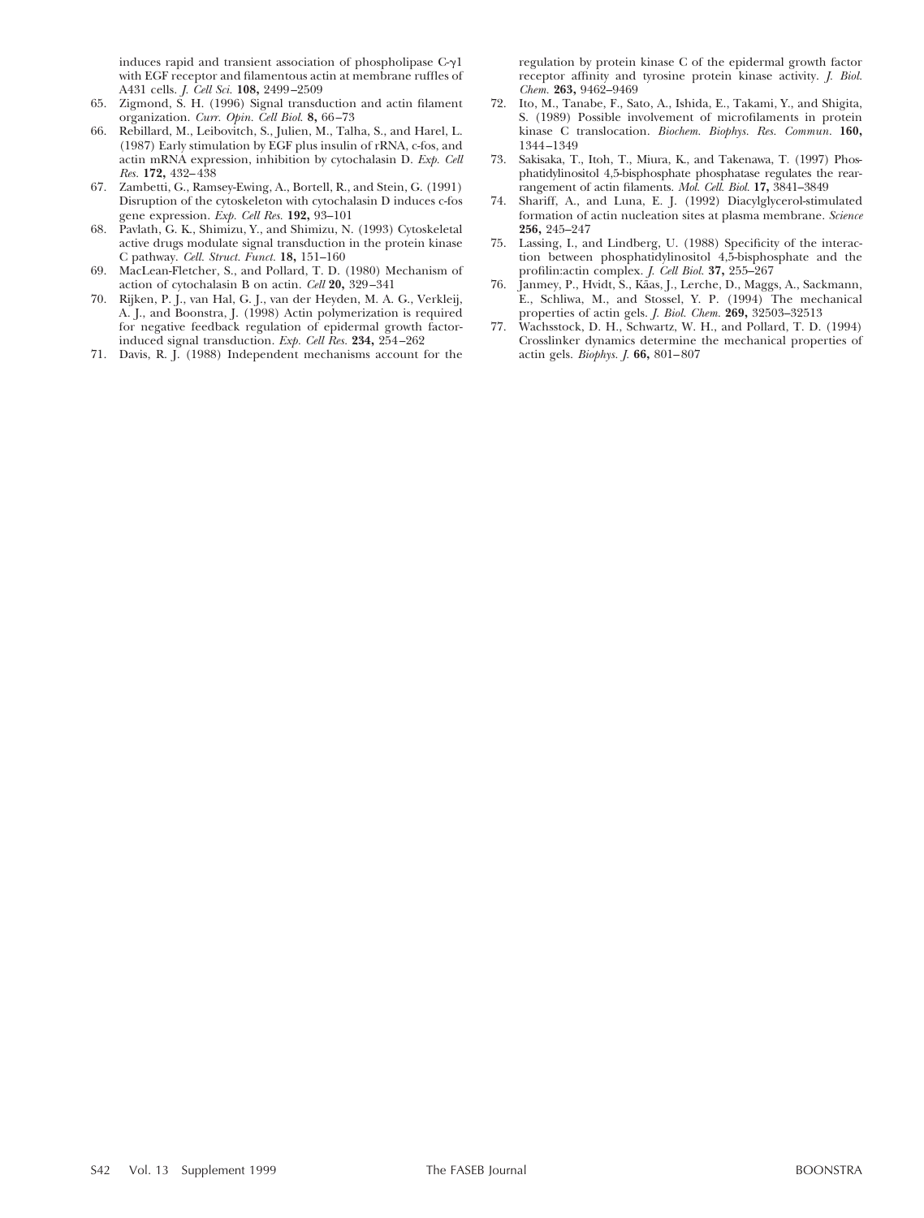induces rapid and transient association of phospholipase C-γ1 with EGF receptor and filamentous actin at membrane ruffles of A431 cells. *J. Cell Sci.* **108,** 2499–2509

65. Zigmond, S. H. (1996) Signal transduction and actin filament organization. *Curr. Opin. Cell Biol.* **8,** 66–73
66. Rebillard, M., Leibovitch, S., Julien, M., Talha, S., and Harel, L. (1987) Early stimulation by EGF plus insulin of rRNA, c-fos, and actin mRNA expression, inhibition by cytochalasin D. *Exp. Cell Res.* **172,** 432–438
67. Zambetti, G., Ramsey-Ewing, A., Bortell, R., and Stein, G. (1991) Disruption of the cytoskeleton with cytochalasin D induces c-fos gene expression. *Exp. Cell Res.* **192,** 93–101
68. Pavlath, G. K., Shimizu, Y., and Shimizu, N. (1993) Cytoskeletal active drugs modulate signal transduction in the protein kinase C pathway. *Cell. Struct. Funct.* **18,** 151–160
69. MacLean-Fletcher, S., and Pollard, T. D. (1980) Mechanism of action of cytochalasin B on actin. *Cell* **20,** 329–341
70. Rijken, P. J., van Hal, G. J., van der Heyden, M. A. G., Verkleij, A. J., and Boonstra, J. (1998) Actin polymerization is required for negative feedback regulation of epidermal growth factor-induced signal transduction. *Exp. Cell Res.* **234,** 254–262
71. Davis, R. J. (1988) Independent mechanisms account for the regulation by protein kinase C of the epidermal growth factor receptor affinity and tyrosine protein kinase activity. *J. Biol. Chem.* **263,** 9462–9469
72. Ito, M., Tanabe, F., Sato, A., Ishida, E., Takami, Y., and Shigita, S. (1989) Possible involvement of microfilaments in protein kinase C translocation. *Biochem. Biophys. Res. Commun.* **160,** 1344–1349
73. Sakisaka, T., Itoh, T., Miura, K., and Takenawa, T. (1997) Phosphatidylinositol 4,5-bisphosphate phosphatase regulates the rearrangement of actin filaments. *Mol. Cell. Biol.* **17,** 3841–3849
74. Shariff, A., and Luna, E. J. (1992) Diacylglycerol-stimulated formation of actin nucleation sites at plasma membrane. *Science* **256,** 245–247
75. Lassing, I., and Lindberg, U. (1988) Specificity of the interaction between phosphatidylinositol 4,5-bisphosphate and the profilin:actin complex. *J. Cell Biol.* **37,** 255–267
76. Janmey, P., Hvidt, S., Käas, J., Lerche, D., Maggs, A., Sackmann, E., Schliwa, M., and Stossel, Y. P. (1994) The mechanical properties of actin gels. *J. Biol. Chem.* **269,** 32503–32513
77. Wachsstock, D. H., Schwartz, W. H., and Pollard, T. D. (1994) Crosslinker dynamics determine the mechanical properties of actin gels. *Biophys. J.* **66,** 801–807